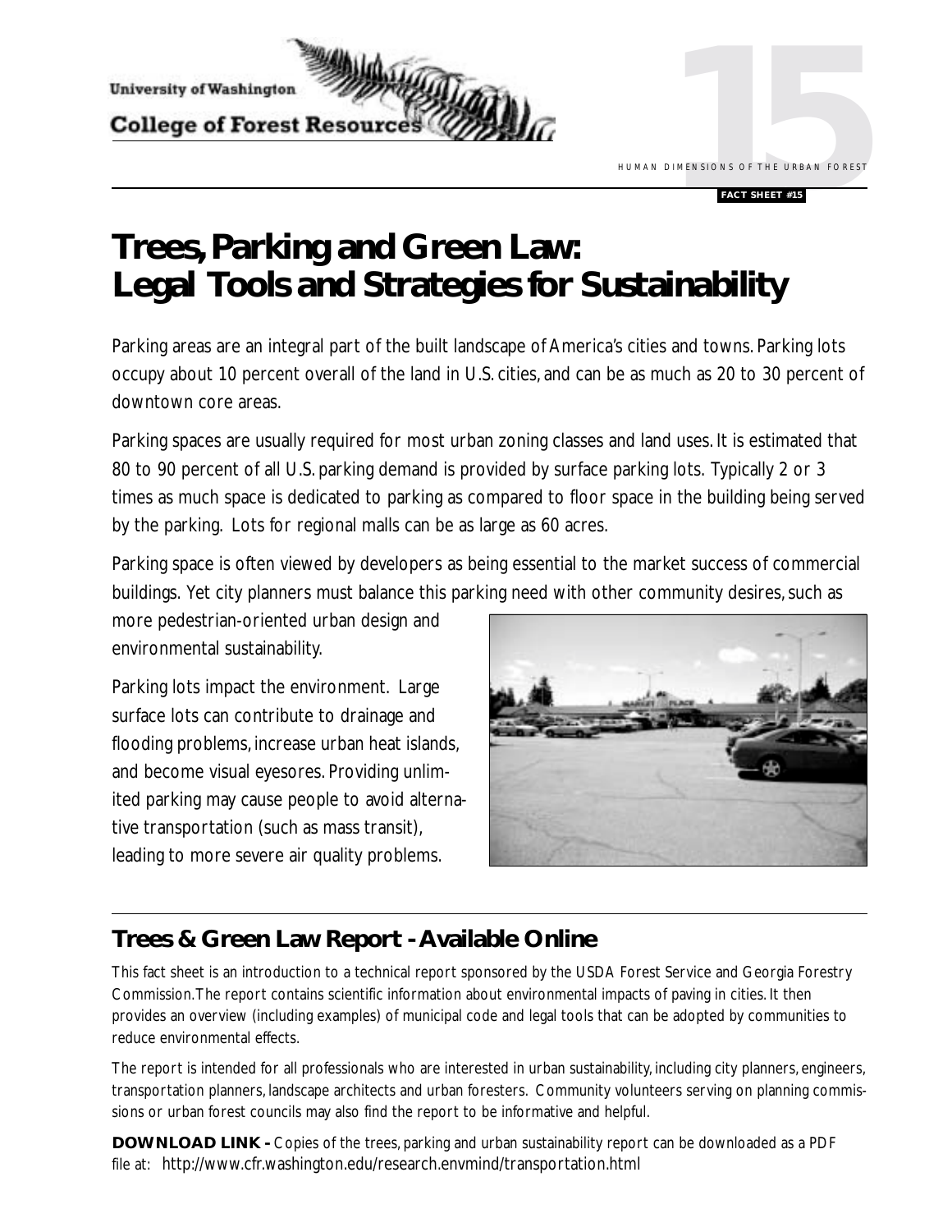University of Washington

College of Forest Resources

HUMAN DIMENSIONS OF THE URBAN FOREST

**FACT SHEET #15**

# Trees, Parking and Green Law: Legal Tools and Strategies for Sustainability

Parking areas are an integral part of the built landscape of America's cities and towns. Parking lots occupy about 10 percent overall of the land in U.S. cities, and can be as much as 20 to 30 percent of downtown core areas.

Parking spaces are usually required for most urban zoning classes and land uses. It is estimated that 80 to 90 percent of all U.S. parking demand is provided by surface parking lots. Typically 2 or 3 times as much space is dedicated to parking as compared to floor space in the building being served by the parking. Lots for regional malls can be as large as 60 acres.

Parking space is often viewed by developers as being essential to the market success of commercial buildings. Yet city planners must balance this parking need with other community desires, such as more pedestrian-oriented urban design and environmental sustainability.

Parking lots impact the environment. Large surface lots can contribute to drainage and flooding problems, increase urban heat islands, and become visual eyesores. Providing unlimited parking may cause people to avoid alternative transportation (such as mass transit), leading to more severe air quality problems.

## Trees & Green Law Report - Available Online

This fact sheet is an introduction to a technical report sponsored by the USDA Forest Service and Georgia Forestry Commission. The report contains scientific information about environmental impacts of paving in cities. It then provides an overview (including examples) of municipal code and legal tools that can be adopted by communities to reduce environmental effects.

The report is intended for all professionals who are interested in urban sustainability, including city planners, engineers, transportation planners, landscape architects and urban foresters. Community volunteers serving on planning commissions or urban forest councils may also find the report to be informative and helpful.

**DOWNLOAD LINK -** Copies of the trees, parking and urban sustainability report can be downloaded as a PDF file at: http://www.cfr.washington.edu/research.envmind/transportation.html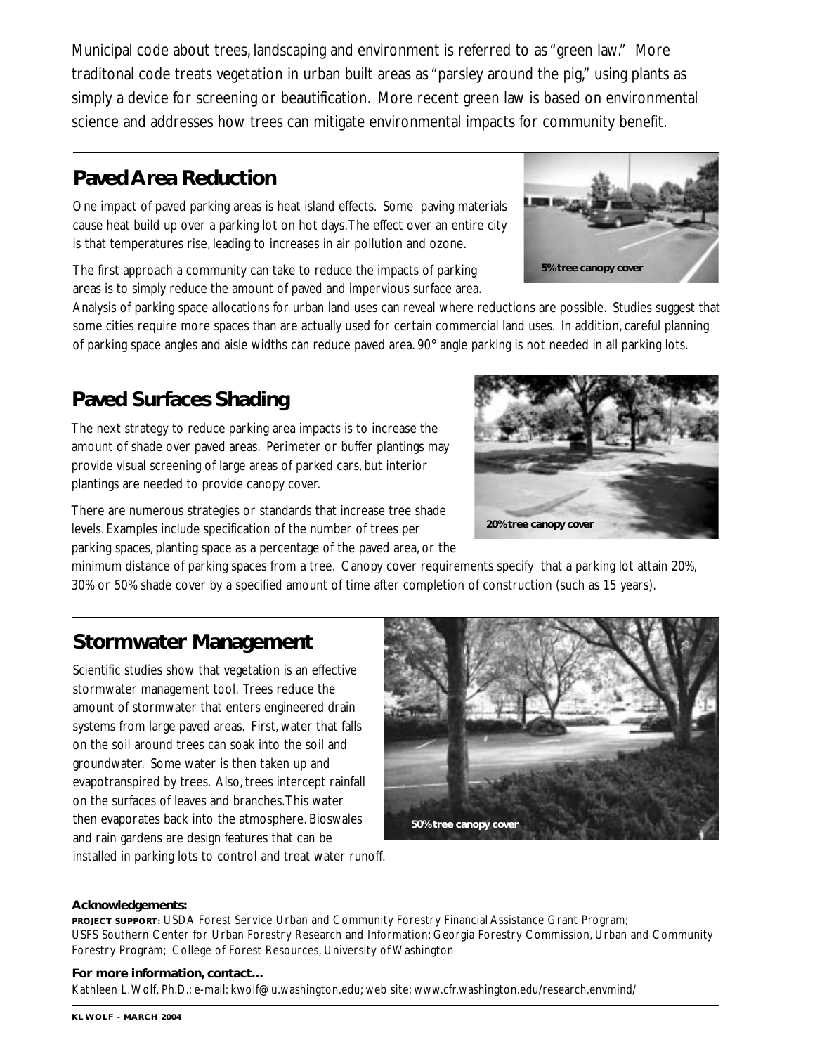Municipal code about trees, landscaping and environment is referred to as "green law." More traditonal code treats vegetation in urban built areas as "parsley around the pig," using plants as simply a device for screening or beautification. More recent green law is based on environmental science and addresses how trees can mitigate environmental impacts for community benefit.

## Paved Area Reduction

One impact of paved parking areas is heat island effects. Some paving materials cause heat build up over a parking lot on hot days. The effect over an entire city is that temperatures rise, leading to increases in air pollution and ozone.

The first approach a community can take to reduce the impacts of parking areas is to simply reduce the amount of paved and impervious surface area. Analysis of parking space allocations for urban land uses can reveal where reductions are possible. Studies suggest that some cities require more spaces than are actually used for certain commercial land uses. In addition, careful planning of parking space angles and aisle widths can reduce paved area. 90° angle parking is not needed in all parking lots.

5% tree canopy cover

## Paved Surfaces Shading

The next strategy to reduce parking area impacts is to increase the amount of shade over paved areas. Perimeter or buffer plantings may provide visual screening of large areas of parked cars, but interior plantings are needed to provide canopy cover.

There are numerous strategies or standards that increase tree shade levels. Examples include specification of the number of trees per parking spaces, planting space as a percentage of the paved area, or the minimum distance of parking spaces from a tree. Canopy cover requirements specify that a parking lot attain 20%, 30% or 50% shade cover by a specified amount of time after completion of construction (such as 15 years).

20% tree canopy cover

## Stormwater Management

Scientific studies show that vegetation is an effective stormwater management tool. Trees reduce the amount of stormwater that enters engineered drain systems from large paved areas. First, water that falls on the soil around trees can soak into the soil and groundwater. Some water is then taken up and evapotranspired by trees. Also, trees intercept rainfall on the surfaces of leaves and branches. This water then evaporates back into the atmosphere. Bioswales and rain gardens are design features that can be installed in parking lots to control and treat water runoff.

50% tree canopy cover

**Acknowledgements:**

**PROJECT SUPPORT:** USDA Forest Service Urban and Community Forestry Financial Assistance Grant Program; USFS Southern Center for Urban Forestry Research and Information; Georgia Forestry Commission, Urban and Community Forestry Program; College of Forest Resources, University of Washington

**For more information, contact…**

Kathleen L. Wolf, Ph.D.; e-mail: kwolf@u.washington.edu; web site: www.cfr.washington.edu/research.envmind/

**KL WOLF – MARCH 2004**